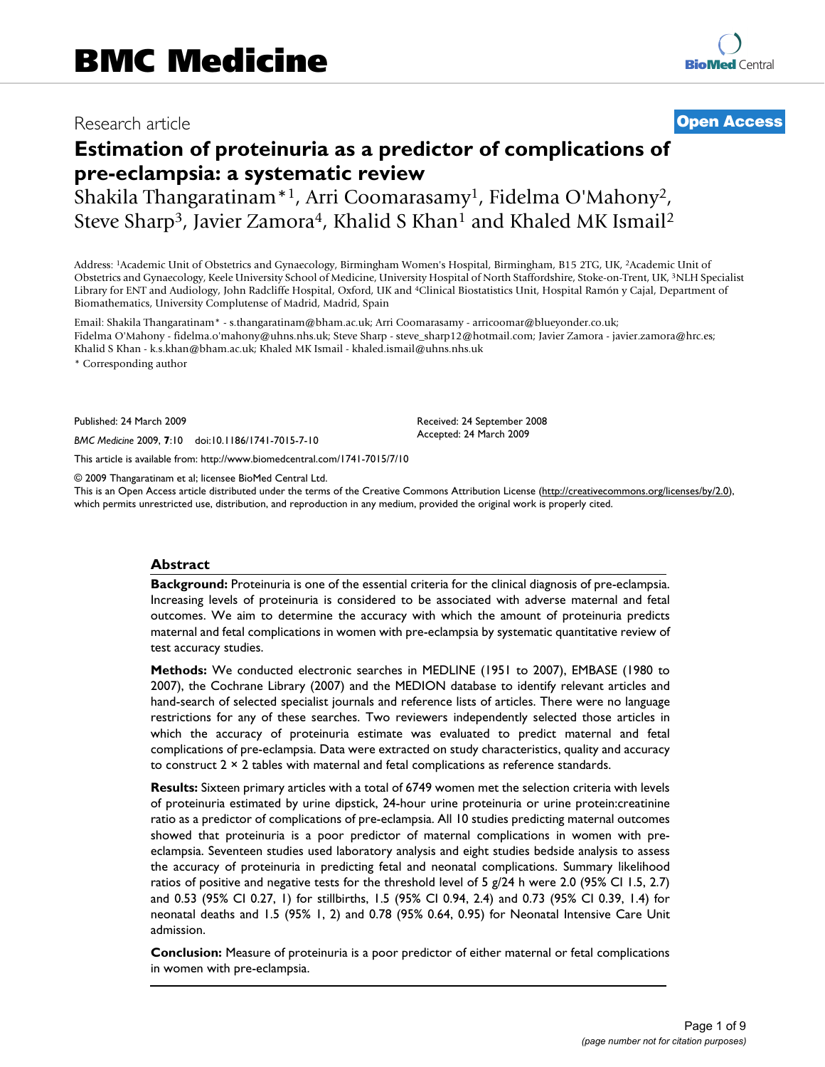Research article

**Open Access**

# Estimation of proteinuria as a predictor of complications of pre-eclampsia: a systematic review

Shakila Thangaratinam*[1], Arri Coomarasamy[1], Fidelma O'Mahony[2], Steve Sharp[3], Javier Zamora[4], Khalid S Khan[1] and Khaled MK Ismail[2]

Address: [1]Academic Unit of Obstetrics and Gynaecology, Birmingham Women's Hospital, Birmingham, B15 2TG, UK, [2]Academic Unit of Obstetrics and Gynaecology, Keele University School of Medicine, University Hospital of North Staffordshire, Stoke-on-Trent, UK, [3]NLH Specialist Library for ENT and Audiology, John Radcliffe Hospital, Oxford, UK and [4]Clinical Biostatistics Unit, Hospital Ramón y Cajal, Department of Biomathematics, University Complutense of Madrid, Madrid, Spain

Email: Shakila Thangaratinam* - s.thangaratinam@bham.ac.uk; Arri Coomarasamy - arricoomar@blueyonder.co.uk; Fidelma O'Mahony - fidelma.o'mahony@uhns.nhs.uk; Steve Sharp - steve_sharp12@hotmail.com; Javier Zamora - javier.zamora@hrc.es; Khalid S Khan - k.s.khan@bham.ac.uk; Khaled MK Ismail - khaled.ismail@uhns.nhs.uk

\* Corresponding author

Published: 24 March 2009

*BMC Medicine* 2009, **7**:10 doi:10.1186/1741-7015-7-10

Received: 24 September 2008
Accepted: 24 March 2009

This article is available from: http://www.biomedcentral.com/1741-7015/7/10

© 2009 Thangaratinam et al; licensee BioMed Central Ltd.
This is an Open Access article distributed under the terms of the Creative Commons Attribution License (http://creativecommons.org/licenses/by/2.0), which permits unrestricted use, distribution, and reproduction in any medium, provided the original work is properly cited.

## Abstract

**Background:** Proteinuria is one of the essential criteria for the clinical diagnosis of pre-eclampsia. Increasing levels of proteinuria is considered to be associated with adverse maternal and fetal outcomes. We aim to determine the accuracy with which the amount of proteinuria predicts maternal and fetal complications in women with pre-eclampsia by systematic quantitative review of test accuracy studies.

**Methods:** We conducted electronic searches in MEDLINE (1951 to 2007), EMBASE (1980 to 2007), the Cochrane Library (2007) and the MEDION database to identify relevant articles and hand-search of selected specialist journals and reference lists of articles. There were no language restrictions for any of these searches. Two reviewers independently selected those articles in which the accuracy of proteinuria estimate was evaluated to predict maternal and fetal complications of pre-eclampsia. Data were extracted on study characteristics, quality and accuracy to construct 2 × 2 tables with maternal and fetal complications as reference standards.

**Results:** Sixteen primary articles with a total of 6749 women met the selection criteria with levels of proteinuria estimated by urine dipstick, 24-hour urine proteinuria or urine protein:creatinine ratio as a predictor of complications of pre-eclampsia. All 10 studies predicting maternal outcomes showed that proteinuria is a poor predictor of maternal complications in women with pre-eclampsia. Seventeen studies used laboratory analysis and eight studies bedside analysis to assess the accuracy of proteinuria in predicting fetal and neonatal complications. Summary likelihood ratios of positive and negative tests for the threshold level of 5 g/24 h were 2.0 (95% CI 1.5, 2.7) and 0.53 (95% CI 0.27, 1) for stillbirths, 1.5 (95% CI 0.94, 2.4) and 0.73 (95% CI 0.39, 1.4) for neonatal deaths and 1.5 (95% 1, 2) and 0.78 (95% 0.64, 0.95) for Neonatal Intensive Care Unit admission.

**Conclusion:** Measure of proteinuria is a poor predictor of either maternal or fetal complications in women with pre-eclampsia.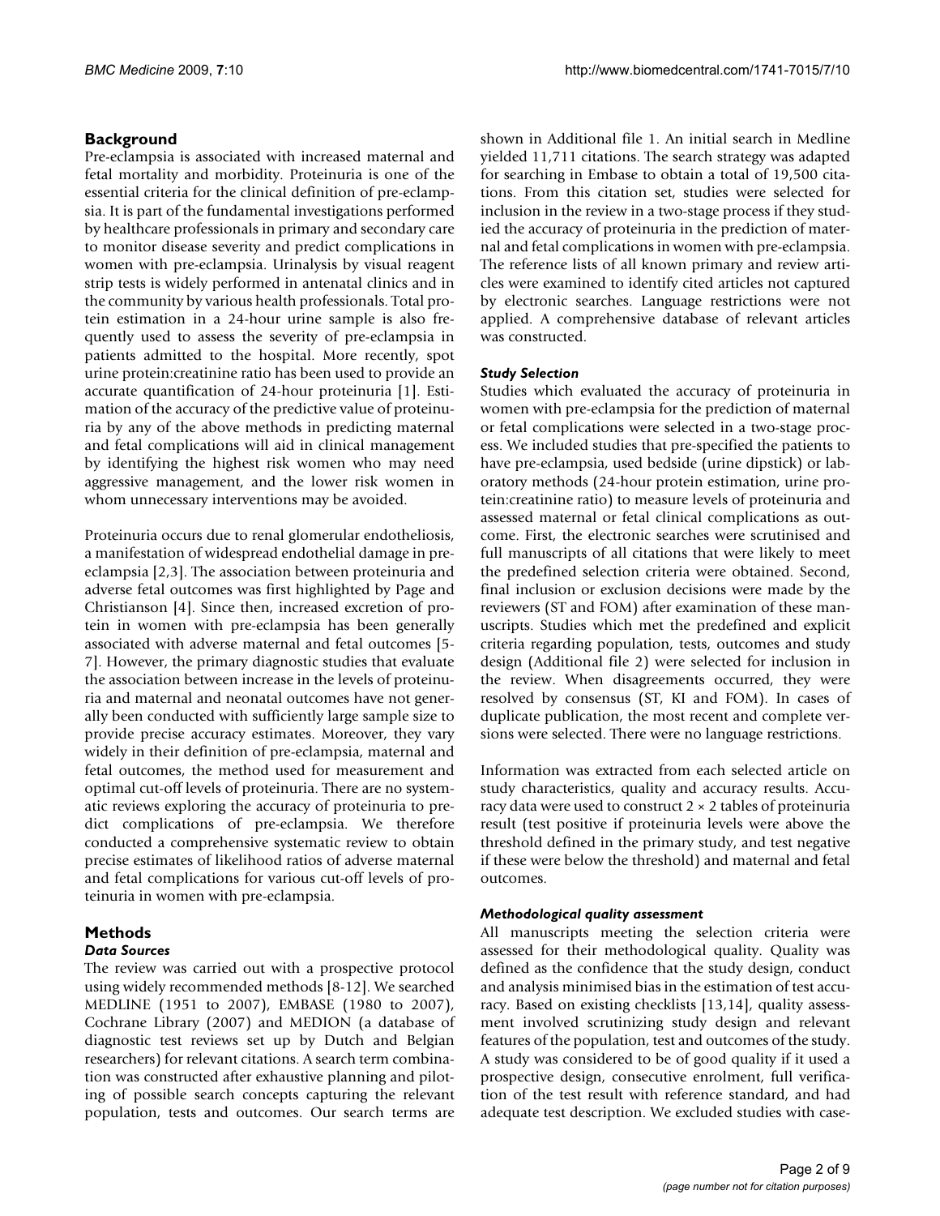## Background

Pre-eclampsia is associated with increased maternal and fetal mortality and morbidity. Proteinuria is one of the essential criteria for the clinical definition of pre-eclampsia. It is part of the fundamental investigations performed by healthcare professionals in primary and secondary care to monitor disease severity and predict complications in women with pre-eclampsia. Urinalysis by visual reagent strip tests is widely performed in antenatal clinics and in the community by various health professionals. Total protein estimation in a 24-hour urine sample is also frequently used to assess the severity of pre-eclampsia in patients admitted to the hospital. More recently, spot urine protein:creatinine ratio has been used to provide an accurate quantification of 24-hour proteinuria [1]. Estimation of the accuracy of the predictive value of proteinuria by any of the above methods in predicting maternal and fetal complications will aid in clinical management by identifying the highest risk women who may need aggressive management, and the lower risk women in whom unnecessary interventions may be avoided.

Proteinuria occurs due to renal glomerular endotheliosis, a manifestation of widespread endothelial damage in pre-eclampsia [2,3]. The association between proteinuria and adverse fetal outcomes was first highlighted by Page and Christianson [4]. Since then, increased excretion of protein in women with pre-eclampsia has been generally associated with adverse maternal and fetal outcomes [5-7]. However, the primary diagnostic studies that evaluate the association between increase in the levels of proteinuria and maternal and neonatal outcomes have not generally been conducted with sufficiently large sample size to provide precise accuracy estimates. Moreover, they vary widely in their definition of pre-eclampsia, maternal and fetal outcomes, the method used for measurement and optimal cut-off levels of proteinuria. There are no systematic reviews exploring the accuracy of proteinuria to predict complications of pre-eclampsia. We therefore conducted a comprehensive systematic review to obtain precise estimates of likelihood ratios of adverse maternal and fetal complications for various cut-off levels of proteinuria in women with pre-eclampsia.

## Methods

### *Data Sources*

The review was carried out with a prospective protocol using widely recommended methods [8-12]. We searched MEDLINE (1951 to 2007), EMBASE (1980 to 2007), Cochrane Library (2007) and MEDION (a database of diagnostic test reviews set up by Dutch and Belgian researchers) for relevant citations. A search term combination was constructed after exhaustive planning and piloting of possible search concepts capturing the relevant population, tests and outcomes. Our search terms are shown in Additional file 1. An initial search in Medline yielded 11,711 citations. The search strategy was adapted for searching in Embase to obtain a total of 19,500 citations. From this citation set, studies were selected for inclusion in the review in a two-stage process if they studied the accuracy of proteinuria in the prediction of maternal and fetal complications in women with pre-eclampsia. The reference lists of all known primary and review articles were examined to identify cited articles not captured by electronic searches. Language restrictions were not applied. A comprehensive database of relevant articles was constructed.

### *Study Selection*

Studies which evaluated the accuracy of proteinuria in women with pre-eclampsia for the prediction of maternal or fetal complications were selected in a two-stage process. We included studies that pre-specified the patients to have pre-eclampsia, used bedside (urine dipstick) or laboratory methods (24-hour protein estimation, urine protein:creatinine ratio) to measure levels of proteinuria and assessed maternal or fetal clinical complications as outcome. First, the electronic searches were scrutinised and full manuscripts of all citations that were likely to meet the predefined selection criteria were obtained. Second, final inclusion or exclusion decisions were made by the reviewers (ST and FOM) after examination of these manuscripts. Studies which met the predefined and explicit criteria regarding population, tests, outcomes and study design (Additional file 2) were selected for inclusion in the review. When disagreements occurred, they were resolved by consensus (ST, KI and FOM). In cases of duplicate publication, the most recent and complete versions were selected. There were no language restrictions.

Information was extracted from each selected article on study characteristics, quality and accuracy results. Accuracy data were used to construct 2 × 2 tables of proteinuria result (test positive if proteinuria levels were above the threshold defined in the primary study, and test negative if these were below the threshold) and maternal and fetal outcomes.

### *Methodological quality assessment*

All manuscripts meeting the selection criteria were assessed for their methodological quality. Quality was defined as the confidence that the study design, conduct and analysis minimised bias in the estimation of test accuracy. Based on existing checklists [13,14], quality assessment involved scrutinizing study design and relevant features of the population, test and outcomes of the study. A study was considered to be of good quality if it used a prospective design, consecutive enrolment, full verification of the test result with reference standard, and had adequate test description. We excluded studies with case-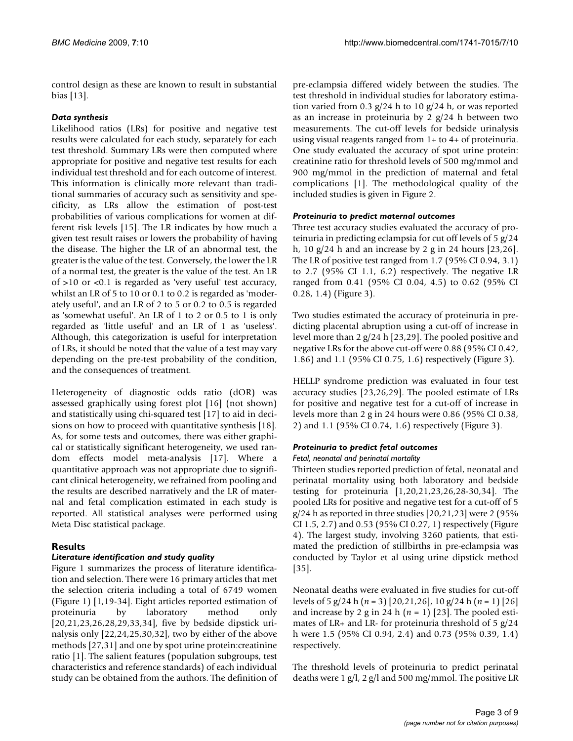control design as these are known to result in substantial bias [13].

### *Data synthesis*

Likelihood ratios (LRs) for positive and negative test results were calculated for each study, separately for each test threshold. Summary LRs were then computed where appropriate for positive and negative test results for each individual test threshold and for each outcome of interest. This information is clinically more relevant than traditional summaries of accuracy such as sensitivity and specificity, as LRs allow the estimation of post-test probabilities of various complications for women at different risk levels [15]. The LR indicates by how much a given test result raises or lowers the probability of having the disease. The higher the LR of an abnormal test, the greater is the value of the test. Conversely, the lower the LR of a normal test, the greater is the value of the test. An LR of >10 or <0.1 is regarded as 'very useful' test accuracy, whilst an LR of 5 to 10 or 0.1 to 0.2 is regarded as 'moderately useful', and an LR of 2 to 5 or 0.2 to 0.5 is regarded as 'somewhat useful'. An LR of 1 to 2 or 0.5 to 1 is only regarded as 'little useful' and an LR of 1 as 'useless'. Although, this categorization is useful for interpretation of LRs, it should be noted that the value of a test may vary depending on the pre-test probability of the condition, and the consequences of treatment.

Heterogeneity of diagnostic odds ratio (dOR) was assessed graphically using forest plot [16] (not shown) and statistically using chi-squared test [17] to aid in decisions on how to proceed with quantitative synthesis [18]. As, for some tests and outcomes, there was either graphical or statistically significant heterogeneity, we used random effects model meta-analysis [17]. Where a quantitative approach was not appropriate due to significant clinical heterogeneity, we refrained from pooling and the results are described narratively and the LR of maternal and fetal complication estimated in each study is reported. All statistical analyses were performed using Meta Disc statistical package.

## Results

### *Literature identification and study quality*

Figure 1 summarizes the process of literature identification and selection. There were 16 primary articles that met the selection criteria including a total of 6749 women (Figure 1) [1,19-34]. Eight articles reported estimation of proteinuria by laboratory method only [20,21,23,26,28,29,33,34], five by bedside dipstick urinalysis only [22,24,25,30,32], two by either of the above methods [27,31] and one by spot urine protein:creatinine ratio [1]. The salient features (population subgroups, test characteristics and reference standards) of each individual study can be obtained from the authors. The definition of pre-eclampsia differed widely between the studies. The test threshold in individual studies for laboratory estimation varied from 0.3 g/24 h to 10 g/24 h, or was reported as an increase in proteinuria by 2 g/24 h between two measurements. The cut-off levels for bedside urinalysis using visual reagents ranged from 1+ to 4+ of proteinuria. One study evaluated the accuracy of spot urine protein: creatinine ratio for threshold levels of 500 mg/mmol and 900 mg/mmol in the prediction of maternal and fetal complications [1]. The methodological quality of the included studies is given in Figure 2.

### *Proteinuria to predict maternal outcomes*

Three test accuracy studies evaluated the accuracy of proteinuria in predicting eclampsia for cut off levels of 5 g/24 h, 10 g/24 h and an increase by 2 g in 24 hours [23,26]. The LR of positive test ranged from 1.7 (95% CI 0.94, 3.1) to 2.7 (95% CI 1.1, 6.2) respectively. The negative LR ranged from 0.41 (95% CI 0.04, 4.5) to 0.62 (95% CI 0.28, 1.4) (Figure 3).

Two studies estimated the accuracy of proteinuria in predicting placental abruption using a cut-off of increase in level more than 2 g/24 h [23,29]. The pooled positive and negative LRs for the above cut-off were 0.88 (95% CI 0.42, 1.86) and 1.1 (95% CI 0.75, 1.6) respectively (Figure 3).

HELLP syndrome prediction was evaluated in four test accuracy studies [23,26,29]. The pooled estimate of LRs for positive and negative test for a cut-off of increase in levels more than 2 g in 24 hours were 0.86 (95% CI 0.38, 2) and 1.1 (95% CI 0.74, 1.6) respectively (Figure 3).

### *Proteinuria to predict fetal outcomes*

#### *Fetal, neonatal and perinatal mortality*

Thirteen studies reported prediction of fetal, neonatal and perinatal mortality using both laboratory and bedside testing for proteinuria [1,20,21,23,26,28-30,34]. The pooled LRs for positive and negative test for a cut-off of 5 g/24 h as reported in three studies [20,21,23] were 2 (95% CI 1.5, 2.7) and 0.53 (95% CI 0.27, 1) respectively (Figure 4). The largest study, involving 3260 patients, that estimated the prediction of stillbirths in pre-eclampsia was conducted by Taylor et al using urine dipstick method [35].

Neonatal deaths were evaluated in five studies for cut-off levels of 5 g/24 h (*n* = 3) [20,21,26], 10 g/24 h (*n* = 1) [26] and increase by 2 g in 24 h (*n* = 1) [23]. The pooled estimates of LR+ and LR- for proteinuria threshold of 5 g/24 h were 1.5 (95% CI 0.94, 2.4) and 0.73 (95% 0.39, 1.4) respectively.

The threshold levels of proteinuria to predict perinatal deaths were 1 g/l, 2 g/l and 500 mg/mmol. The positive LR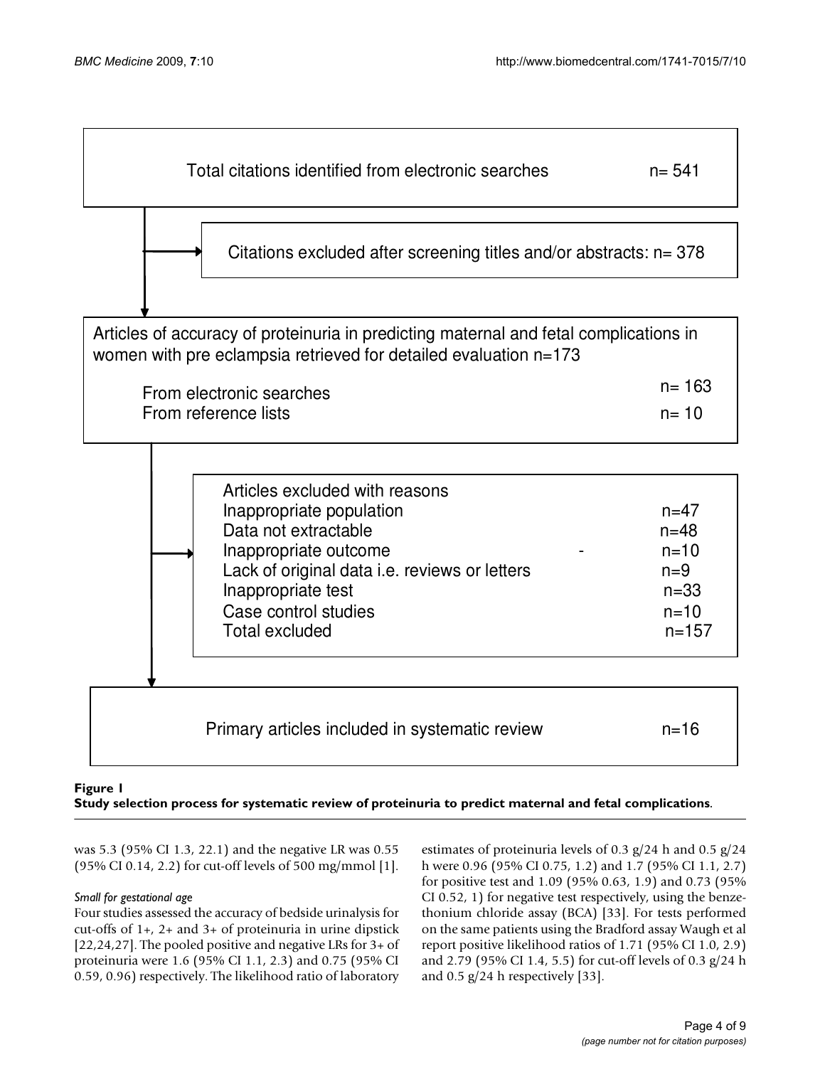Total citations identified from electronic searches n= 541

Citations excluded after screening titles and/or abstracts: n= 378

Articles of accuracy of proteinuria in predicting maternal and fetal complications in women with pre eclampsia retrieved for detailed evaluation n=173

From electronic searches n= 163
From reference lists n= 10

Articles excluded with reasons
Inappropriate population n=47
Data not extractable n=48
Inappropriate outcome n=10
Lack of original data i.e. reviews or letters n=9
Inappropriate test n=33
Case control studies n=10
Total excluded n=157

Primary articles included in systematic review n=16

**Figure 1**
**Study selection process for systematic review of proteinuria to predict maternal and fetal complications**.

was 5.3 (95% CI 1.3, 22.1) and the negative LR was 0.55 (95% CI 0.14, 2.2) for cut-off levels of 500 mg/mmol [1].

### *Small for gestational age*

Four studies assessed the accuracy of bedside urinalysis for cut-offs of 1+, 2+ and 3+ of proteinuria in urine dipstick [22,24,27]. The pooled positive and negative LRs for 3+ of proteinuria were 1.6 (95% CI 1.1, 2.3) and 0.75 (95% CI 0.59, 0.96) respectively. The likelihood ratio of laboratory estimates of proteinuria levels of 0.3 g/24 h and 0.5 g/24 h were 0.96 (95% CI 0.75, 1.2) and 1.7 (95% CI 1.1, 2.7) for positive test and 1.09 (95% 0.63, 1.9) and 0.73 (95% CI 0.52, 1) for negative test respectively, using the benzethonium chloride assay (BCA) [33]. For tests performed on the same patients using the Bradford assay Waugh et al report positive likelihood ratios of 1.71 (95% CI 1.0, 2.9) and 2.79 (95% CI 1.4, 5.5) for cut-off levels of 0.3 g/24 h and 0.5 g/24 h respectively [33].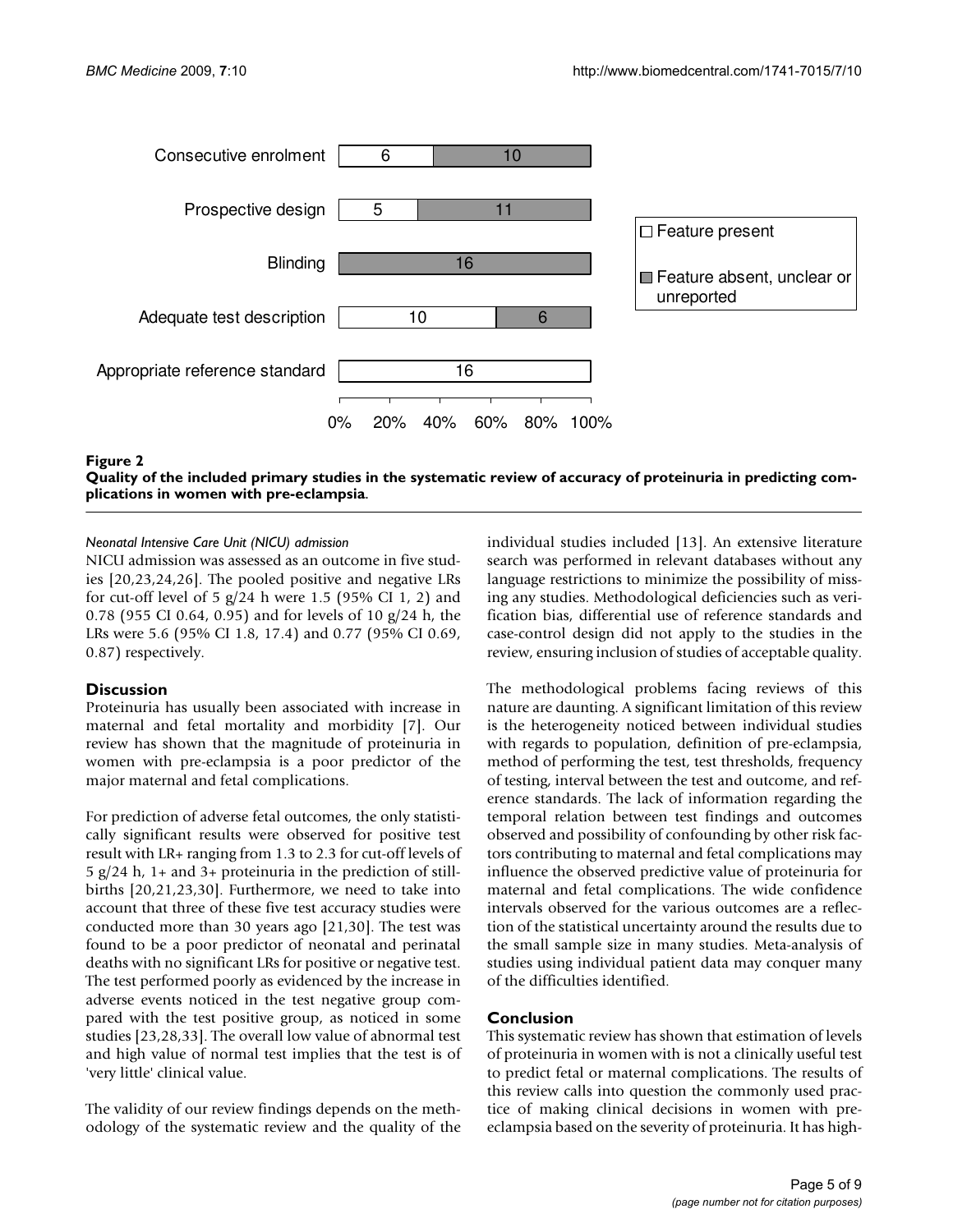Consecutive enrolment: 6 | 10

Prospective design: 5 | 11

Blinding: 16

Adequate test description: 10 | 6

Appropriate reference standard: 16

0% 20% 40% 60% 80% 100%

□ Feature present

■ Feature absent, unclear or unreported

**Figure 2**

**Quality of the included primary studies in the systematic review of accuracy of proteinuria in predicting complications in women with pre-eclampsia.**

*Neonatal Intensive Care Unit (NICU) admission*

NICU admission was assessed as an outcome in five studies [20,23,24,26]. The pooled positive and negative LRs for cut-off level of 5 g/24 h were 1.5 (95% CI 1, 2) and 0.78 (955 CI 0.64, 0.95) and for levels of 10 g/24 h, the LRs were 5.6 (95% CI 1.8, 17.4) and 0.77 (95% CI 0.69, 0.87) respectively.

## Discussion

Proteinuria has usually been associated with increase in maternal and fetal mortality and morbidity [7]. Our review has shown that the magnitude of proteinuria in women with pre-eclampsia is a poor predictor of the major maternal and fetal complications.

For prediction of adverse fetal outcomes, the only statistically significant results were observed for positive test result with LR+ ranging from 1.3 to 2.3 for cut-off levels of 5 g/24 h, 1+ and 3+ proteinuria in the prediction of stillbirths [20,21,23,30]. Furthermore, we need to take into account that three of these five test accuracy studies were conducted more than 30 years ago [21,30]. The test was found to be a poor predictor of neonatal and perinatal deaths with no significant LRs for positive or negative test. The test performed poorly as evidenced by the increase in adverse events noticed in the test negative group compared with the test positive group, as noticed in some studies [23,28,33]. The overall low value of abnormal test and high value of normal test implies that the test is of 'very little' clinical value.

The validity of our review findings depends on the methodology of the systematic review and the quality of the individual studies included [13]. An extensive literature search was performed in relevant databases without any language restrictions to minimize the possibility of missing any studies. Methodological deficiencies such as verification bias, differential use of reference standards and case-control design did not apply to the studies in the review, ensuring inclusion of studies of acceptable quality.

The methodological problems facing reviews of this nature are daunting. A significant limitation of this review is the heterogeneity noticed between individual studies with regards to population, definition of pre-eclampsia, method of performing the test, test thresholds, frequency of testing, interval between the test and outcome, and reference standards. The lack of information regarding the temporal relation between test findings and outcomes observed and possibility of confounding by other risk factors contributing to maternal and fetal complications may influence the observed predictive value of proteinuria for maternal and fetal complications. The wide confidence intervals observed for the various outcomes are a reflection of the statistical uncertainty around the results due to the small sample size in many studies. Meta-analysis of studies using individual patient data may conquer many of the difficulties identified.

## Conclusion

This systematic review has shown that estimation of levels of proteinuria in women with is not a clinically useful test to predict fetal or maternal complications. The results of this review calls into question the commonly used practice of making clinical decisions in women with pre-eclampsia based on the severity of proteinuria. It has high-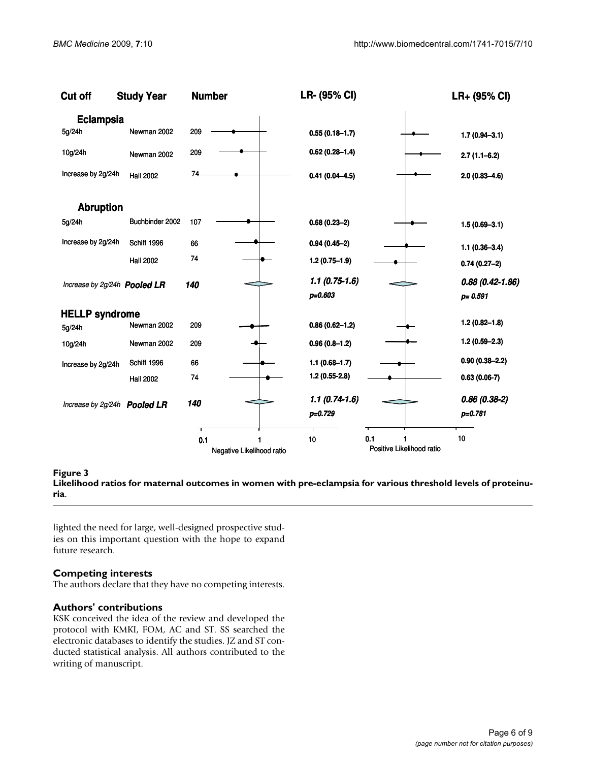| Cut off | Study Year | Number | LR- (95% CI) | LR+ (95% CI) |
|---|---|---|---|---|
| **Eclampsia** | | | | |
| 5g/24h | Newman 2002 | 209 | 0.55 (0.18–1.7) | 1.7 (0.94–3.1) |
| 10g/24h | Newman 2002 | 209 | 0.62 (0.28–1.4) | 2.7 (1.1–6.2) |
| Increase by 2g/24h | Hall 2002 | 74 | 0.41 (0.04–4.5) | 2.0 (0.83–4.6) |
| **Abruption** | | | | |
| 5g/24h | Buchbinder 2002 | 107 | 0.68 (0.23–2) | 1.5 (0.69–3.1) |
| Increase by 2g/24h | Schiff 1996 | 66 | 0.94 (0.45–2) | 1.1 (0.36–3.4) |
| | Hall 2002 | 74 | 1.2 (0.75–1.9) | 0.74 (0.27–2) |
| *Increase by 2g/24h* | ***Pooled LR*** | ***140*** | *1.1 (0.75-1.6)* *p=0.603* | *0.88 (0.42-1.86)* *p= 0.591* |
| **HELLP syndrome** | | | | |
| 5g/24h | Newman 2002 | 209 | 0.86 (0.62–1.2) | 1.2 (0.82–1.8) |
| 10g/24h | Newman 2002 | 209 | 0.96 (0.8–1.2) | 1.2 (0.59–2.3) |
| Increase by 2g/24h | Schiff 1996 | 66 | 1.1 (0.68–1.7) | 0.90 (0.38–2.2) |
| | Hall 2002 | 74 | 1.2 (0.55-2.8) | 0.63 (0.06-7) |
| *Increase by 2g/24h* | ***Pooled LR*** | ***140*** | *1.1 (0.74-1.6)* *p=0.729* | *0.86 (0.38-2)* *p=0.781* |

**Figure 3**
**Likelihood ratios for maternal outcomes in women with pre-eclampsia for various threshold levels of proteinuria**.

lighted the need for large, well-designed prospective studies on this important question with the hope to expand future research.

## Competing interests

The authors declare that they have no competing interests.

## Authors' contributions

KSK conceived the idea of the review and developed the protocol with KMKI, FOM, AC and ST. SS searched the electronic databases to identify the studies. JZ and ST conducted statistical analysis. All authors contributed to the writing of manuscript.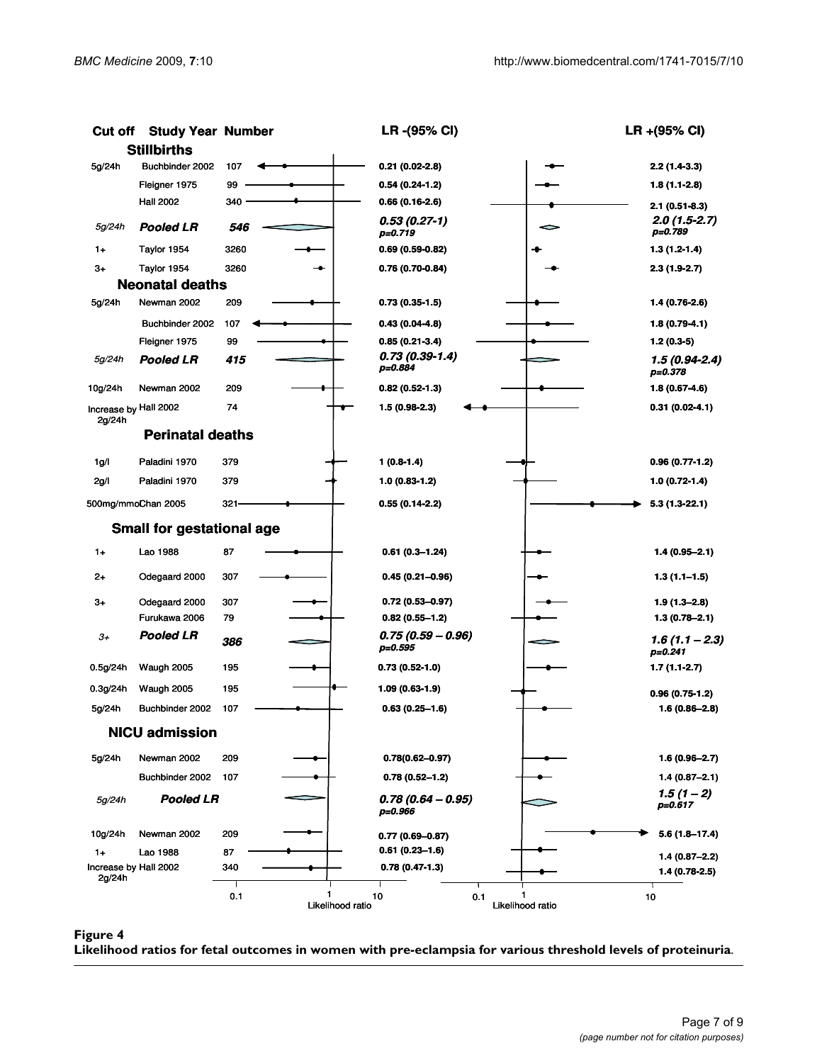| Cut off | Study Year | Number | LR -(95% CI) | LR +(95% CI) |
|---|---|---|---|---|
| **Stillbirths** | | | | |
| 5g/24h | Buchbinder 2002 | 107 | 0.21 (0.02-2.8) | 2.2 (1.4-3.3) |
| | Fleigner 1975 | 99 | 0.54 (0.24-1.2) | 1.8 (1.1-2.8) |
| | Hall 2002 | 340 | 0.66 (0.16-2.6) | 2.1 (0.51-8.3) |
| *5g/24h* | ***Pooled LR*** | ***546*** | ***0.53 (0.27-1)*** *p=0.719* | ***2.0 (1.5-2.7)*** *p=0.789* |
| 1+ | Taylor 1954 | 3260 | 0.69 (0.59-0.82) | 1.3 (1.2-1.4) |
| 3+ | Taylor 1954 | 3260 | 0.76 (0.70-0.84) | 2.3 (1.9-2.7) |
| **Neonatal deaths** | | | | |
| 5g/24h | Newman 2002 | 209 | 0.73 (0.35-1.5) | 1.4 (0.76-2.6) |
| | Buchbinder 2002 | 107 | 0.43 (0.04-4.8) | 1.8 (0.79-4.1) |
| | Fleigner 1975 | 99 | 0.85 (0.21-3.4) | 1.2 (0.3-5) |
| *5g/24h* | ***Pooled LR*** | ***415*** | ***0.73 (0.39-1.4)*** *p=0.884* | ***1.5 (0.94-2.4)*** *p=0.378* |
| 10g/24h | Newman 2002 | 209 | 0.82 (0.52-1.3) | 1.8 (0.67-4.6) |
| Increase by 2g/24h | Hall 2002 | 74 | 1.5 (0.98-2.3) | 0.31 (0.02-4.1) |
| **Perinatal deaths** | | | | |
| 1g/l | Paladini 1970 | 379 | 1 (0.8-1.4) | 0.96 (0.77-1.2) |
| 2g/l | Paladini 1970 | 379 | 1.0 (0.83-1.2) | 1.0 (0.72-1.4) |
| 500mg/mmol | Chan 2005 | 321 | 0.55 (0.14-2.2) | 5.3 (1.3-22.1) |
| **Small for gestational age** | | | | |
| 1+ | Lao 1988 | 87 | 0.61 (0.3–1.24) | 1.4 (0.95–2.1) |
| 2+ | Odegaard 2000 | 307 | 0.45 (0.21–0.96) | 1.3 (1.1–1.5) |
| 3+ | Odegaard 2000 | 307 | 0.72 (0.53–0.97) | 1.9 (1.3–2.8) |
| | Furukawa 2006 | 79 | 0.82 (0.55–1.2) | 1.3 (0.78–2.1) |
| *3+* | ***Pooled LR*** | ***386*** | ***0.75 (0.59 – 0.96)*** *p=0.595* | ***1.6 (1.1 – 2.3)*** *p=0.241* |
| 0.5g/24h | Waugh 2005 | 195 | 0.73 (0.52-1.0) | 1.7 (1.1-2.7) |
| 0.3g/24h | Waugh 2005 | 195 | 1.09 (0.63-1.9) | 0.96 (0.75-1.2) |
| 5g/24h | Buchbinder 2002 | 107 | 0.63 (0.25–1.6) | 1.6 (0.86–2.8) |
| **NICU admission** | | | | |
| 5g/24h | Newman 2002 | 209 | 0.78(0.62–0.97) | 1.6 (0.96–2.7) |
| | Buchbinder 2002 | 107 | 0.78 (0.52–1.2) | 1.4 (0.87–2.1) |
| *5g/24h* | ***Pooled LR*** | | ***0.78 (0.64 – 0.95)*** *p=0.966* | ***1.5 (1 – 2)*** *p=0.617* |
| 10g/24h | Newman 2002 | 209 | 0.77 (0.69–0.87) | 5.6 (1.8–17.4) |
| 1+ | Lao 1988 | 87 | 0.61 (0.23–1.6) | 1.4 (0.87–2.2) |
| Increase by 2g/24h | Hall 2002 | 340 | 0.78 (0.47-1.3) | 1.4 (0.78-2.5) |

**Figure 4**
**Likelihood ratios for fetal outcomes in women with pre-eclampsia for various threshold levels of proteinuria.**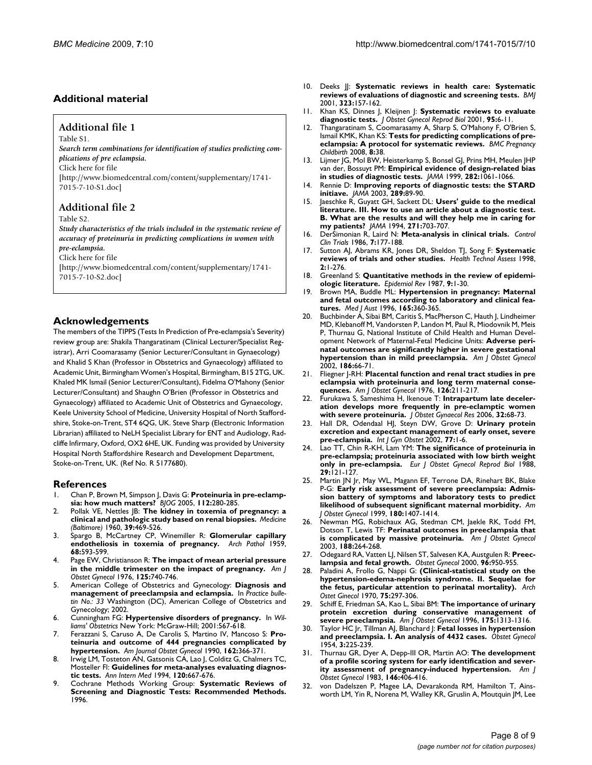## Additional material

### Additional file 1

Table S1.

*Search term combinations for identification of studies predicting complications of pre eclampsia.*

Click here for file

[http://www.biomedcentral.com/content/supplementary/1741-7015-7-10-S1.doc]

### Additional file 2

Table S2.

*Study characteristics of the trials included in the systematic review of accuracy of proteinuria in predicting complications in women with pre-eclampsia.*

Click here for file

[http://www.biomedcentral.com/content/supplementary/1741-7015-7-10-S2.doc]

## Acknowledgements

The members of the TIPPS (Tests In Prediction of Pre-eclampsia's Severity) review group are: Shakila Thangaratinam (Clinical Lecturer/Specialist Registrar), Arri Coomarasamy (Senior Lecturer/Consultant in Gynaecology) and Khalid S Khan (Professor in Obstetrics and Gynaecology) affiliated to Academic Unit, Birmingham Women's Hospital, Birmingham, B15 2TG, UK. Khaled MK Ismail (Senior Lecturer/Consultant), Fidelma O'Mahony (Senior Lecturer/Consultant) and Shaughn O'Brien (Professor in Obstetrics and Gynaecology) affiliated to Academic Unit of Obstetrics and Gynaecology, Keele University School of Medicine, University Hospital of North Staffordshire, Stoke-on-Trent, ST4 6QG, UK. Steve Sharp (Electronic Information Librarian) affiliated to NeLH Specialist Library for ENT and Audiology, Radcliffe Infirmary, Oxford, OX2 6HE, UK. Funding was provided by University Hospital North Staffordshire Research and Development Department, Stoke-on-Trent, UK. (Ref No. R 5177680).

## References

1. Chan P, Brown M, Simpson J, Davis G: **Proteinuria in pre-eclampsia: how much matters?** *BJOG* 2005, **112:**280-285.
2. Pollak VE, Nettles JB: **The kidney in toxemia of pregnancy: a clinical and pathologic study based on renal biopsies.** *Medicine (Baltimore)* 1960, **39:**469-526.
3. Spargo B, McCartney CP, Winemiller R: **Glomerular capillary endotheliosis in toxemia of pregnancy.** *Arch Pathol* 1959, **68:**593-599.
4. Page EW, Christianson R: **The impact of mean arterial pressure in the middle trimester on the impact of pregnancy.** *Am J Obstet Gynecol* 1976, **125:**740-746.
5. American College of Obstetrics and Gynecology: **Diagnosis and management of preeclampsia and eclampsia.** In *Practice bulletin No.: 33* Washington (DC), American College of Obstetrics and Gynecology; 2002.
6. Cunningham FG: **Hypertensive disorders of pregnancy.** In *Williams' Obstetrics* New York: McGraw-Hill; 2001:567-618.
7. Ferazzani S, Caruso A, De Carolis S, Martino IV, Mancoso S: **Proteinuria and outcome of 444 pregnancies complicated by hypertension.** *Am Journal Obstet Gynecol* 1990, **162:**366-371.
8. Irwig LM, Tosteton AN, Gatsonis CA, Lao J, Colditz G, Chalmers TC, Mosteller FI: **Guidelines for meta-analyses evaluating diagnostic tests.** *Ann Intern Med* 1994, **120:**667-676.
9. Cochrane Methods Working Group: **Systematic Reviews of Screening and Diagnostic Tests: Recommended Methods.** 1996.
10. Deeks JJ: **Systematic reviews in health care: Systematic reviews of evaluations of diagnostic and screening tests.** *BMJ* 2001, **323:**157-162.
11. Khan KS, Dinnes J, Kleijnen J: **Systematic reviews to evaluate diagnostic tests.** *J Obstet Gynecol Reprod Biol* 2001, **95:**6-11.
12. Thangaratinam S, Coomarasamy A, Sharp S, O'Mahony F, O'Brien S, Ismail KMK, Khan KS: **Tests for predicting complications of pre-eclampsia: A protocol for systematic reviews.** *BMC Pregnancy Childbirth* 2008, **8:**38.
13. Lijmer JG, Mol BW, Heisterkamp S, Bonsel GJ, Prins MH, Meulen JHP van der, Bossuyt PM: **Empirical evidence of design-related bias in studies of diagnostic tests.** *JAMA* 1999, **282:**1061-1066.
14. Rennie D: **Improving reports of diagnostic tests: the STARD initiave.** *JAMA* 2003, **289:**89-90.
15. Jaeschke R, Guyatt GH, Sackett DL: **Users' guide to the medical literature. III. How to use an article about a diagnostic test. B. What are the results and will they help me in caring for my patients?** *JAMA* 1994, **271:**703-707.
16. DerSimonian R, Laird N: **Meta-analysis in clinical trials.** *Control Clin Trials* 1986, **7:**177-188.
17. Sutton AJ, Abrams KR, Jones DR, Sheldon TJ, Song F: **Systematic reviews of trials and other studies.** *Health Technol Assess* 1998, **2:**1-276.
18. Greenland S: **Quantitative methods in the review of epidemiologic literature.** *Epidemiol Rev* 1987, **9:**1-30.
19. Brown MA, Buddle ML: **Hypertension in pregnancy: Maternal and fetal outcomes according to laboratory and clinical features.** *Med J Aust* 1996, **165:**360-365.
20. Buchbinder A, Sibai BM, Caritis S, MacPherson C, Hauth J, Lindheimer MD, Klebanoff M, Vandorsten P, Landon M, Paul R, Miodovnik M, Meis P, Thurnau G, National Institute of Child Health and Human Development Network of Maternal-Fetal Medicine Units: **Adverse perinatal outcomes are significantly higher in severe gestational hypertension than in mild preeclampsia.** *Am J Obstet Gynecol* 2002, **186:**66-71.
21. Fliegner J-RH: **Placental function and renal tract studies in pre eclampsia with proteinuria and long term maternal consequences.** *Am J Obstet Gynecol* 1976, **126:**211-217.
22. Furukawa S, Sameshima H, Ikenoue T: **Intrapartum late deceleration develops more frequently in pre-eclamptic women with severe proteinuria.** *J Obstet Gynaecol Res* 2006, **32:**68-73.
23. Hall DR, Odendaal HJ, Steyn DW, Grove D: **Urinary protein excretion and expectant management of early onset, severe pre-eclampsia.** *Int J Gyn Obstet* 2002, **77:**1-6.
24. Lao TT, Chin R-KH, Lam YM: **The significance of proteinuria in pre-eclampsia; proteinuria associated with low birth weight only in pre-eclampsia.** *Eur J Obstet Gynecol Reprod Biol* 1988, **29:**121-127.
25. Martin JN Jr, May WL, Magann EF, Terrone DA, Rinehart BK, Blake P-G: **Early risk assessment of severe preeclampsia: Admission battery of symptoms and laboratory tests to predict likelihood of subsequent significant maternal morbidity.** *Am J Obstet Gynecol* 1999, **180:**1407-1414.
26. Newman MG, Robichaux AG, Stedman CM, Jaekle RK, Todd FM, Dotson T, Lewis TF: **Perinatal outcomes in preeclampsia that is complicated by massive proteinuria.** *Am J Obstet Gynecol* 2003, **188:**264-268.
27. Odegaard RA, Vatten LJ, Nilsen ST, Salvesen KA, Austgulen R: **Preeclampsia and fetal growth.** *Obstet Gynecol* 2000, **96:**950-955.
28. Paladini A, Frollo G, Nappi G: **(Clinical-statistical study on the hypertension-edema-nephrosis syndrome. II. Sequelae for the fetus, particular attention to perinatal mortality).** *Arch Ostet Ginecol* 1970, **75:**297-306.
29. Schiff E, Friedman SA, Kao L, Sibai BM: **The importance of urinary protein excretion during conservative management of severe preeclampsia.** *Am J Obstet Gynecol* 1996, **175:**1313-1316.
30. Taylor HC Jr, Tillman AJ, Blanchard J: **Fetal losses in hypertension and preeclampsia. I. An analysis of 4432 cases.** *Obstet Gynecol* 1954, **3:**225-239.
31. Thurnau GR, Dyer A, Depp-III OR, Martin AO: **The development of a profile scoring system for early identification and severity assessment of pregnancy-induced hypertension.** *Am J Obstet Gynecol* 1983, **146:**406-416.
32. von Dadelszen P, Magee LA, Devarakonda RM, Hamilton T, Ainsworth LM, Yin R, Norena M, Walley KR, Gruslin A, Moutquin JM, Lee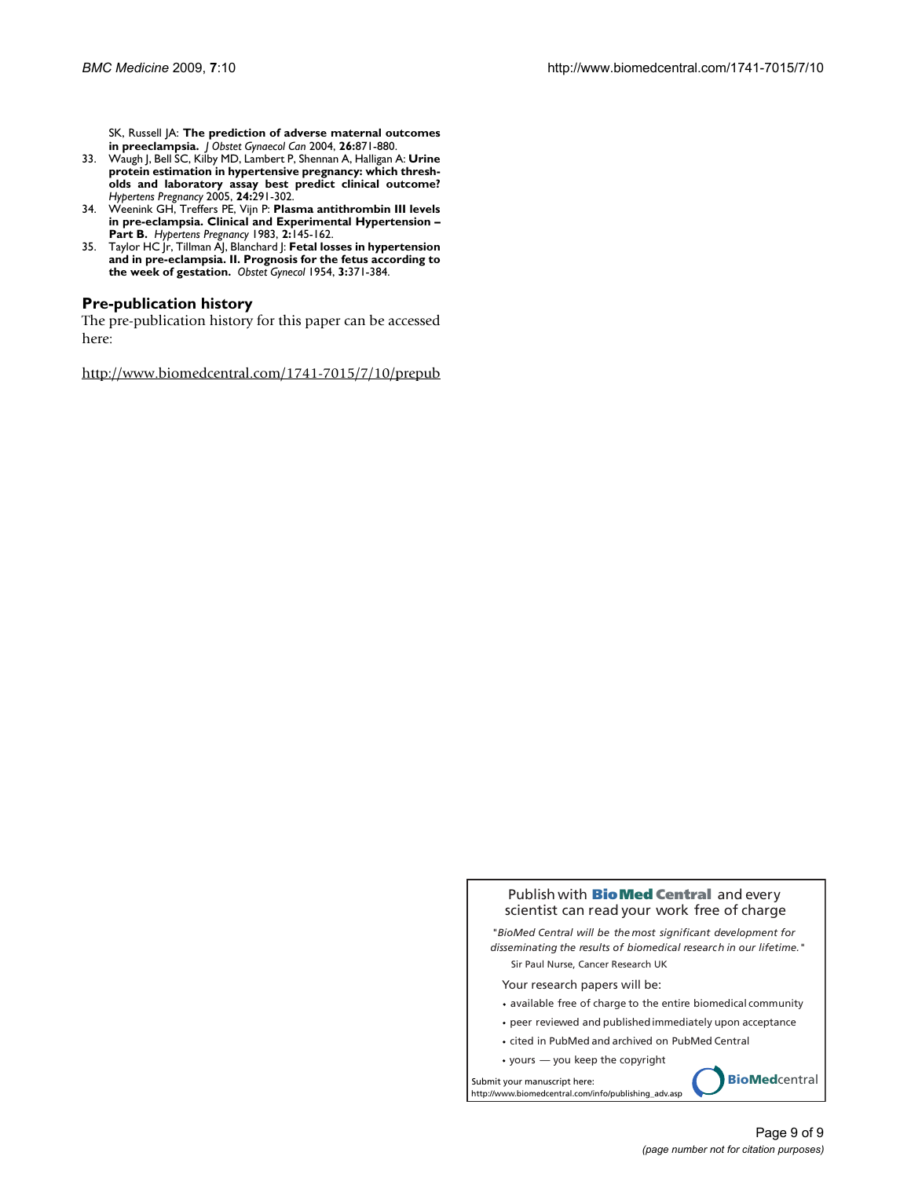SK, Russell JA: **The prediction of adverse maternal outcomes in preeclampsia.** *J Obstet Gynaecol Can* 2004, **26:**871-880.

33. Waugh J, Bell SC, Kilby MD, Lambert P, Shennan A, Halligan A: **Urine protein estimation in hypertensive pregnancy: which thresholds and laboratory assay best predict clinical outcome?** *Hypertens Pregnancy* 2005, **24:**291-302.
34. Weenink GH, Treffers PE, Vijn P: **Plasma antithrombin III levels in pre-eclampsia. Clinical and Experimental Hypertension – Part B.** *Hypertens Pregnancy* 1983, **2:**145-162.
35. Taylor HC Jr, Tillman AJ, Blanchard J: **Fetal losses in hypertension and in pre-eclampsia. II. Prognosis for the fetus according to the week of gestation.** *Obstet Gynecol* 1954, **3:**371-384.

## Pre-publication history

The pre-publication history for this paper can be accessed here:

http://www.biomedcentral.com/1741-7015/7/10/prepub

Publish with **BioMed Central** and every scientist can read your work free of charge

*"BioMed Central will be the most significant development for disseminating the results of biomedical research in our lifetime."*

Sir Paul Nurse, Cancer Research UK

Your research papers will be:

- available free of charge to the entire biomedical community
- peer reviewed and published immediately upon acceptance
- cited in PubMed and archived on PubMed Central
- yours — you keep the copyright

Submit your manuscript here:
http://www.biomedcentral.com/info/publishing_adv.asp

**BioMed**central